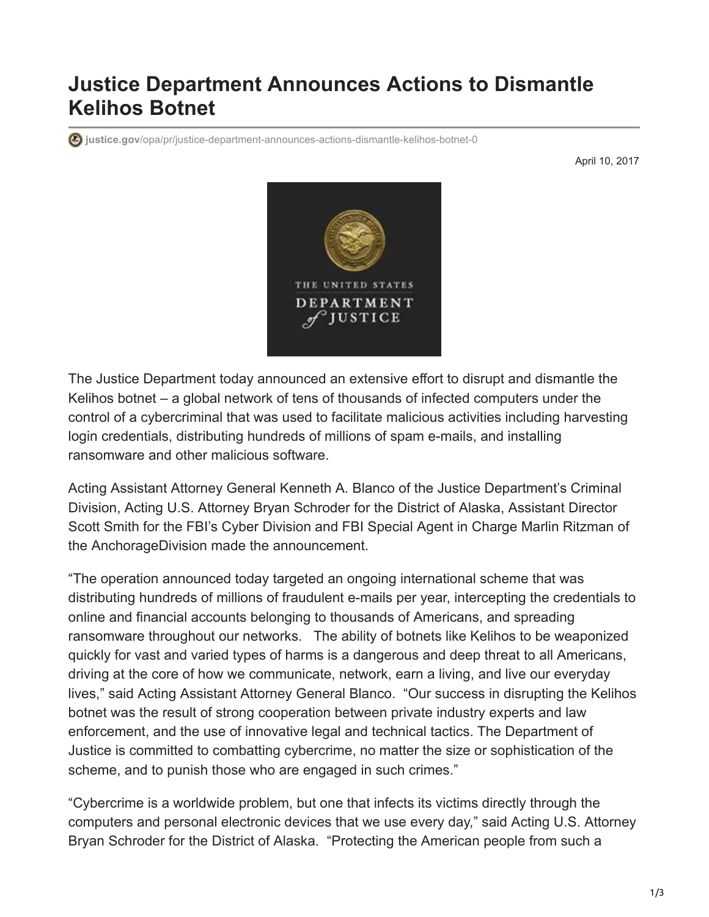# Justice Department Announces Actions to Dismantle Kelihos Botnet

justice.gov/opa/pr/justice-department-announces-actions-dismantle-kelihos-botnet-0

April 10, 2017

The Justice Department today announced an extensive effort to disrupt and dismantle the Kelihos botnet – a global network of tens of thousands of infected computers under the control of a cybercriminal that was used to facilitate malicious activities including harvesting login credentials, distributing hundreds of millions of spam e-mails, and installing ransomware and other malicious software.

Acting Assistant Attorney General Kenneth A. Blanco of the Justice Department's Criminal Division, Acting U.S. Attorney Bryan Schroder for the District of Alaska, Assistant Director Scott Smith for the FBI's Cyber Division and FBI Special Agent in Charge Marlin Ritzman of the AnchorageDivision made the announcement.

"The operation announced today targeted an ongoing international scheme that was distributing hundreds of millions of fraudulent e-mails per year, intercepting the credentials to online and financial accounts belonging to thousands of Americans, and spreading ransomware throughout our networks. The ability of botnets like Kelihos to be weaponized quickly for vast and varied types of harms is a dangerous and deep threat to all Americans, driving at the core of how we communicate, network, earn a living, and live our everyday lives," said Acting Assistant Attorney General Blanco. "Our success in disrupting the Kelihos botnet was the result of strong cooperation between private industry experts and law enforcement, and the use of innovative legal and technical tactics. The Department of Justice is committed to combatting cybercrime, no matter the size or sophistication of the scheme, and to punish those who are engaged in such crimes."

"Cybercrime is a worldwide problem, but one that infects its victims directly through the computers and personal electronic devices that we use every day," said Acting U.S. Attorney Bryan Schroder for the District of Alaska. "Protecting the American people from such a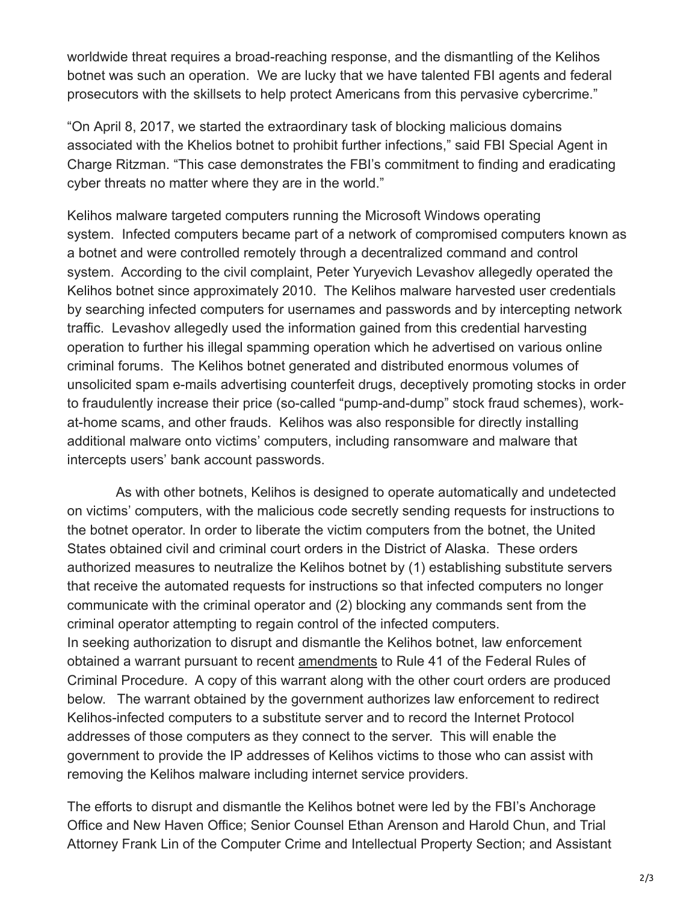worldwide threat requires a broad-reaching response, and the dismantling of the Kelihos botnet was such an operation. We are lucky that we have talented FBI agents and federal prosecutors with the skillsets to help protect Americans from this pervasive cybercrime."

"On April 8, 2017, we started the extraordinary task of blocking malicious domains associated with the Khelios botnet to prohibit further infections," said FBI Special Agent in Charge Ritzman. "This case demonstrates the FBI's commitment to finding and eradicating cyber threats no matter where they are in the world."

Kelihos malware targeted computers running the Microsoft Windows operating system. Infected computers became part of a network of compromised computers known as a botnet and were controlled remotely through a decentralized command and control system. According to the civil complaint, Peter Yuryevich Levashov allegedly operated the Kelihos botnet since approximately 2010. The Kelihos malware harvested user credentials by searching infected computers for usernames and passwords and by intercepting network traffic. Levashov allegedly used the information gained from this credential harvesting operation to further his illegal spamming operation which he advertised on various online criminal forums. The Kelihos botnet generated and distributed enormous volumes of unsolicited spam e-mails advertising counterfeit drugs, deceptively promoting stocks in order to fraudulently increase their price (so-called "pump-and-dump" stock fraud schemes), work-at-home scams, and other frauds. Kelihos was also responsible for directly installing additional malware onto victims' computers, including ransomware and malware that intercepts users' bank account passwords.

As with other botnets, Kelihos is designed to operate automatically and undetected on victims' computers, with the malicious code secretly sending requests for instructions to the botnet operator. In order to liberate the victim computers from the botnet, the United States obtained civil and criminal court orders in the District of Alaska. These orders authorized measures to neutralize the Kelihos botnet by (1) establishing substitute servers that receive the automated requests for instructions so that infected computers no longer communicate with the criminal operator and (2) blocking any commands sent from the criminal operator attempting to regain control of the infected computers.

In seeking authorization to disrupt and dismantle the Kelihos botnet, law enforcement obtained a warrant pursuant to recent amendments to Rule 41 of the Federal Rules of Criminal Procedure. A copy of this warrant along with the other court orders are produced below. The warrant obtained by the government authorizes law enforcement to redirect Kelihos-infected computers to a substitute server and to record the Internet Protocol addresses of those computers as they connect to the server. This will enable the government to provide the IP addresses of Kelihos victims to those who can assist with removing the Kelihos malware including internet service providers.

The efforts to disrupt and dismantle the Kelihos botnet were led by the FBI's Anchorage Office and New Haven Office; Senior Counsel Ethan Arenson and Harold Chun, and Trial Attorney Frank Lin of the Computer Crime and Intellectual Property Section; and Assistant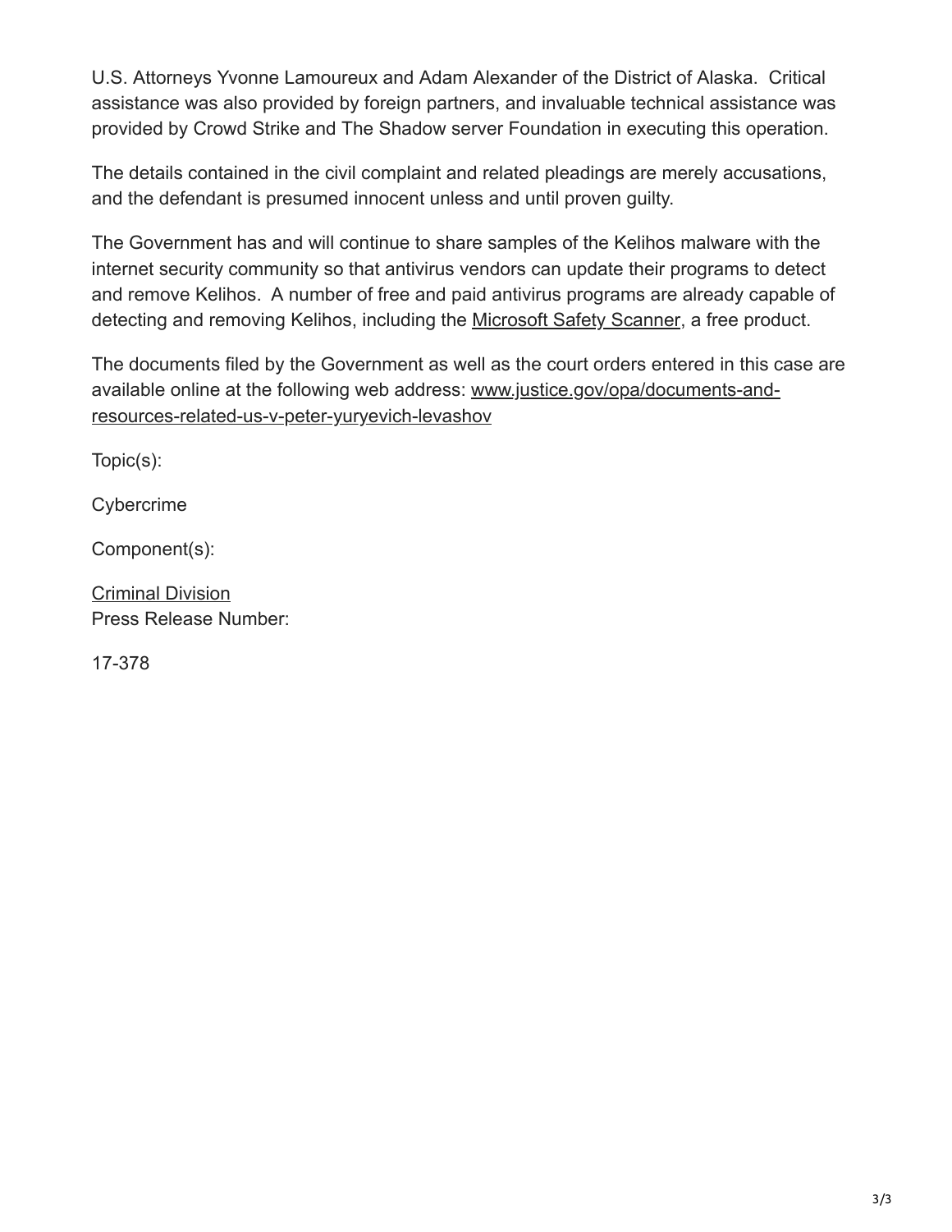U.S. Attorneys Yvonne Lamoureux and Adam Alexander of the District of Alaska. Critical assistance was also provided by foreign partners, and invaluable technical assistance was provided by Crowd Strike and The Shadow server Foundation in executing this operation.

The details contained in the civil complaint and related pleadings are merely accusations, and the defendant is presumed innocent unless and until proven guilty.

The Government has and will continue to share samples of the Kelihos malware with the internet security community so that antivirus vendors can update their programs to detect and remove Kelihos. A number of free and paid antivirus programs are already capable of detecting and removing Kelihos, including the Microsoft Safety Scanner, a free product.

The documents filed by the Government as well as the court orders entered in this case are available online at the following web address: www.justice.gov/opa/documents-and-resources-related-us-v-peter-yuryevich-levashov

Topic(s):

Cybercrime

Component(s):

Criminal Division
Press Release Number:

17-378